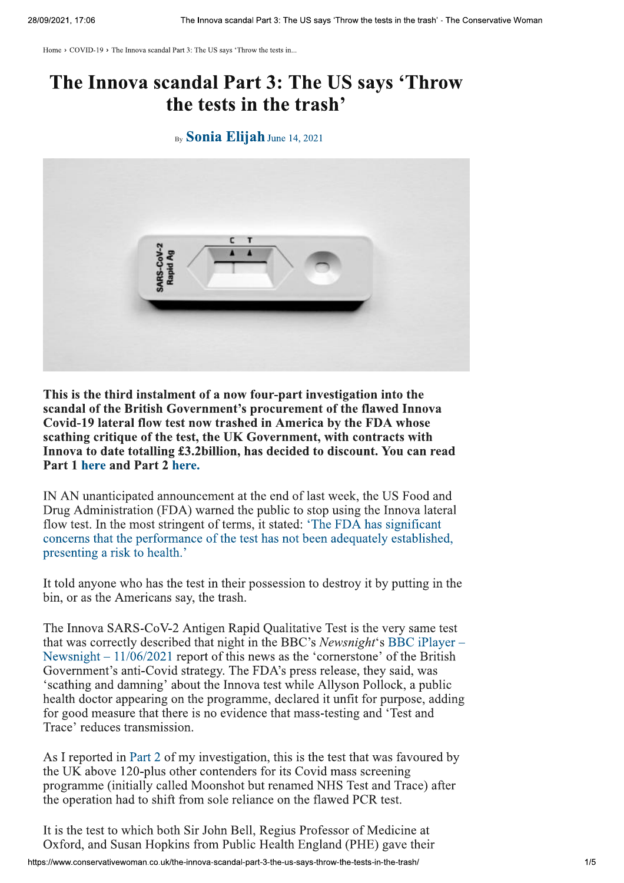Home › COVID-19 › The Innova scandal Part 3: The US says 'Throw the tests in...

# The Innova scandal Part 3: The US says 'Throw the tests in the trash'

By **Sonia Elijah** June 14, 2021

**This is the third instalment of a now four-part investigation into the scandal of the British Government's procurement of the flawed Innova Covid-19 lateral flow test now trashed in America by the FDA whose scathing critique of the test, the UK Government, with contracts with Innova to date totalling £3.2billion, has decided to discount. You can read Part 1 here and Part 2 here.**

IN AN unanticipated announcement at the end of last week, the US Food and Drug Administration (FDA) warned the public to stop using the Innova lateral flow test. In the most stringent of terms, it stated: 'The FDA has significant concerns that the performance of the test has not been adequately established, presenting a risk to health.'

It told anyone who has the test in their possession to destroy it by putting in the bin, or as the Americans say, the trash.

The Innova SARS-CoV-2 Antigen Rapid Qualitative Test is the very same test that was correctly described that night in the BBC's *Newsnight*'s BBC iPlayer – Newsnight – 11/06/2021 report of this news as the 'cornerstone' of the British Government's anti-Covid strategy. The FDA's press release, they said, was 'scathing and damning' about the Innova test while Allyson Pollock, a public health doctor appearing on the programme, declared it unfit for purpose, adding for good measure that there is no evidence that mass-testing and 'Test and Trace' reduces transmission.

As I reported in Part 2 of my investigation, this is the test that was favoured by the UK above 120-plus other contenders for its Covid mass screening programme (initially called Moonshot but renamed NHS Test and Trace) after the operation had to shift from sole reliance on the flawed PCR test.

It is the test to which both Sir John Bell, Regius Professor of Medicine at Oxford, and Susan Hopkins from Public Health England (PHE) gave their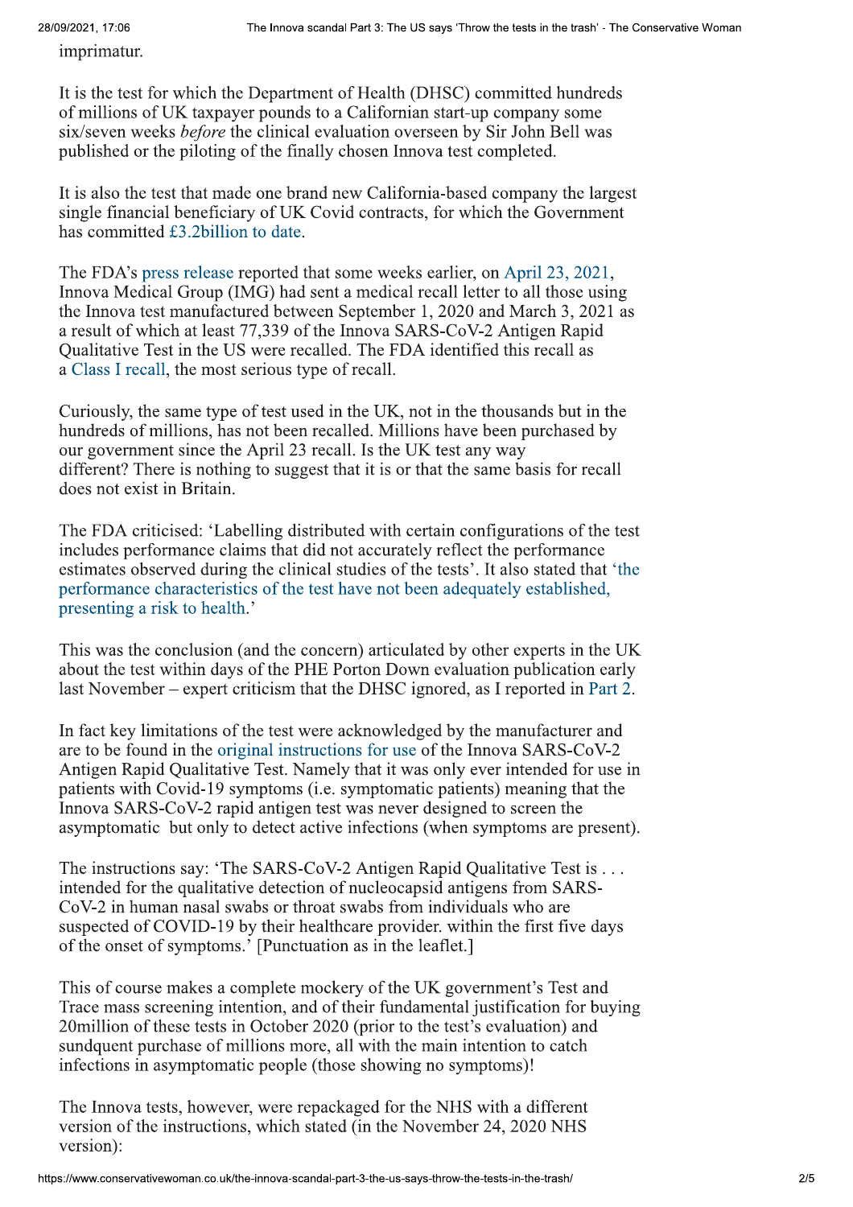imprimatur.

It is the test for which the Department of Health (DHSC) committed hundreds of millions of UK taxpayer pounds to a Californian start-up company some six/seven weeks *before* the clinical evaluation overseen by Sir John Bell was published or the piloting of the finally chosen Innova test completed.

It is also the test that made one brand new California-based company the largest single financial beneficiary of UK Covid contracts, for which the Government has committed £3.2billion to date.

The FDA's press release reported that some weeks earlier, on April 23, 2021, Innova Medical Group (IMG) had sent a medical recall letter to all those using the Innova test manufactured between September 1, 2020 and March 3, 2021 as a result of which at least 77,339 of the Innova SARS-CoV-2 Antigen Rapid Qualitative Test in the US were recalled. The FDA identified this recall as a Class I recall, the most serious type of recall.

Curiously, the same type of test used in the UK, not in the thousands but in the hundreds of millions, has not been recalled. Millions have been purchased by our government since the April 23 recall. Is the UK test any way different? There is nothing to suggest that it is or that the same basis for recall does not exist in Britain.

The FDA criticised: 'Labelling distributed with certain configurations of the test includes performance claims that did not accurately reflect the performance estimates observed during the clinical studies of the tests'. It also stated that 'the performance characteristics of the test have not been adequately established, presenting a risk to health.'

This was the conclusion (and the concern) articulated by other experts in the UK about the test within days of the PHE Porton Down evaluation publication early last November – expert criticism that the DHSC ignored, as I reported in Part 2.

In fact key limitations of the test were acknowledged by the manufacturer and are to be found in the original instructions for use of the Innova SARS-CoV-2 Antigen Rapid Qualitative Test. Namely that it was only ever intended for use in patients with Covid-19 symptoms (i.e. symptomatic patients) meaning that the Innova SARS-CoV-2 rapid antigen test was never designed to screen the asymptomatic but only to detect active infections (when symptoms are present).

The instructions say: 'The SARS-CoV-2 Antigen Rapid Qualitative Test is . . . intended for the qualitative detection of nucleocapsid antigens from SARS-CoV-2 in human nasal swabs or throat swabs from individuals who are suspected of COVID-19 by their healthcare provider. within the first five days of the onset of symptoms.' [Punctuation as in the leaflet.]

This of course makes a complete mockery of the UK government's Test and Trace mass screening intention, and of their fundamental justification for buying 20million of these tests in October 2020 (prior to the test's evaluation) and sundquent purchase of millions more, all with the main intention to catch infections in asymptomatic people (those showing no symptoms)!

The Innova tests, however, were repackaged for the NHS with a different version of the instructions, which stated (in the November 24, 2020 NHS version):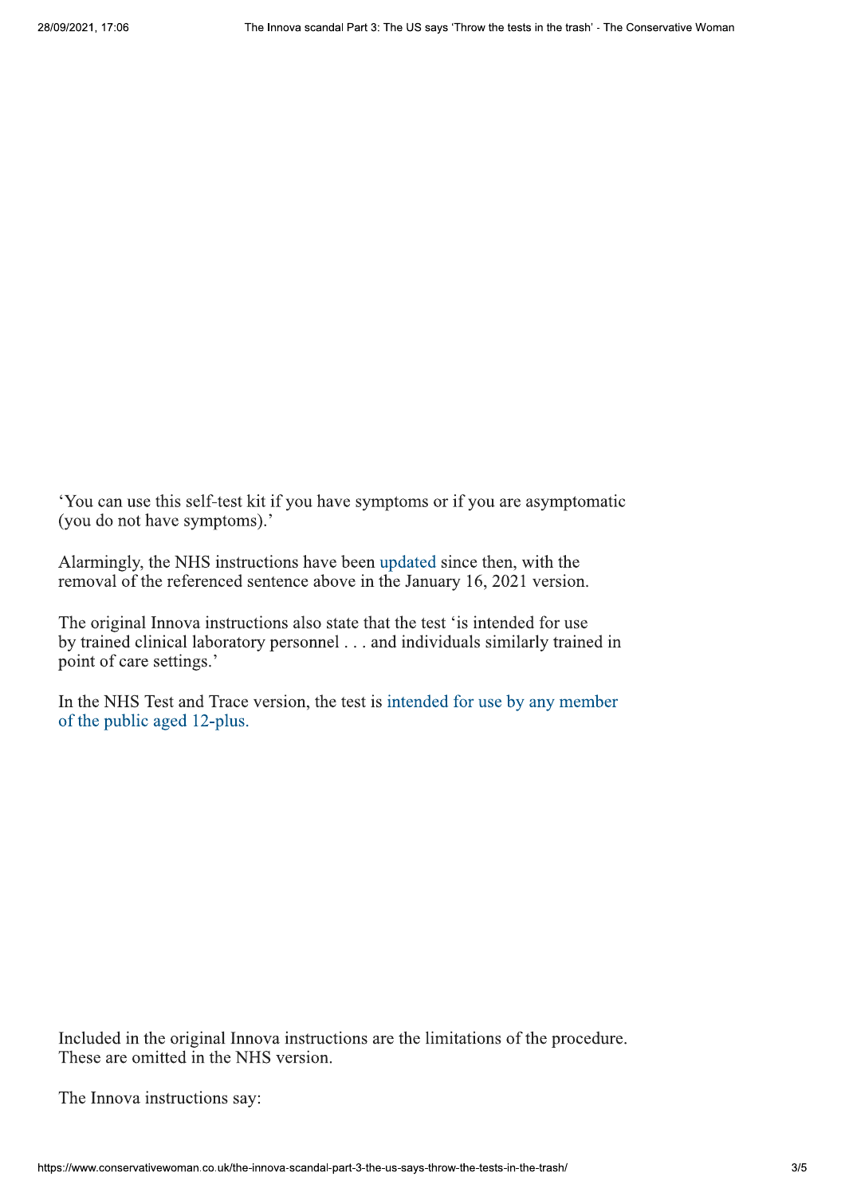'You can use this self-test kit if you have symptoms or if you are asymptomatic (you do not have symptoms).'

Alarmingly, the NHS instructions have been updated since then, with the removal of the referenced sentence above in the January 16, 2021 version.

The original Innova instructions also state that the test 'is intended for use by trained clinical laboratory personnel . . . and individuals similarly trained in point of care settings.'

In the NHS Test and Trace version, the test is intended for use by any member of the public aged 12-plus.

Included in the original Innova instructions are the limitations of the procedure. These are omitted in the NHS version.

The Innova instructions say: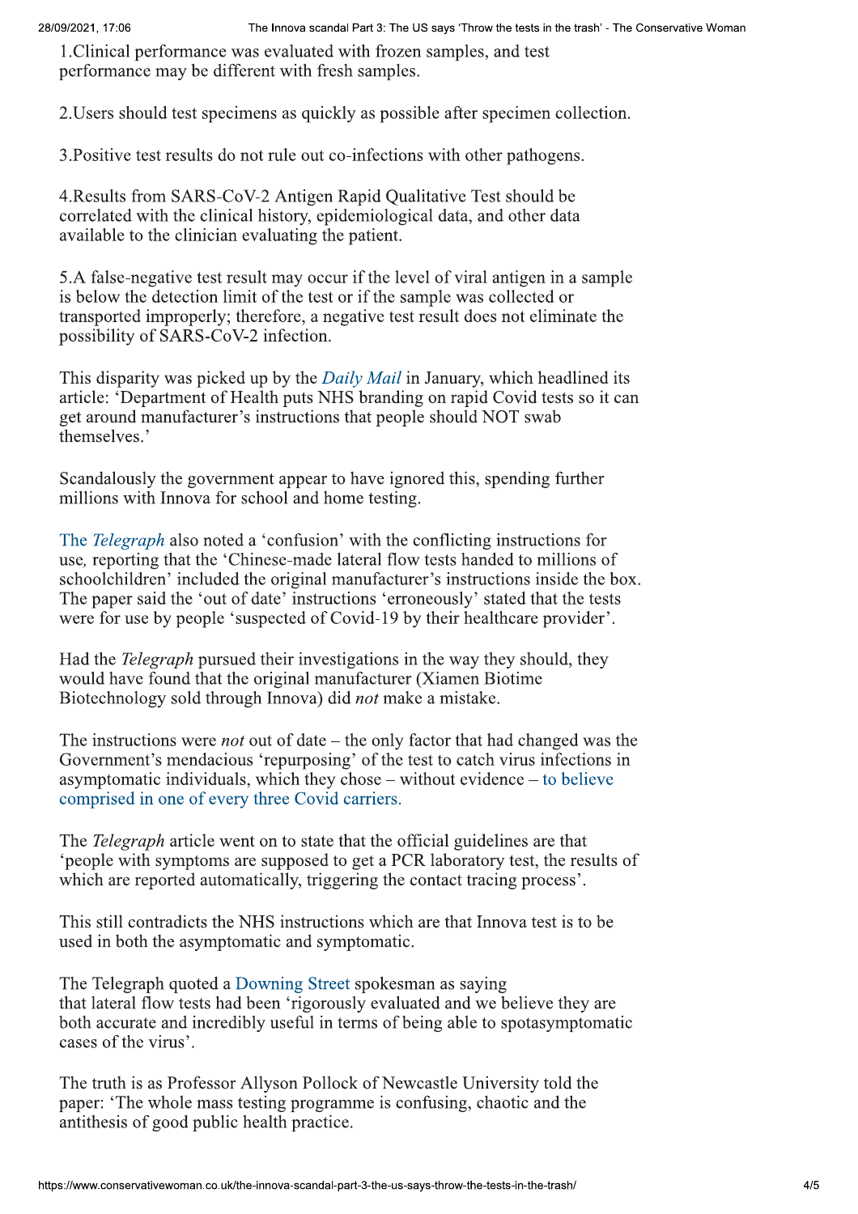1.Clinical performance was evaluated with frozen samples, and test performance may be different with fresh samples.

2.Users should test specimens as quickly as possible after specimen collection.

3.Positive test results do not rule out co-infections with other pathogens.

4.Results from SARS-CoV-2 Antigen Rapid Qualitative Test should be correlated with the clinical history, epidemiological data, and other data available to the clinician evaluating the patient.

5.A false-negative test result may occur if the level of viral antigen in a sample is below the detection limit of the test or if the sample was collected or transported improperly; therefore, a negative test result does not eliminate the possibility of SARS-CoV-2 infection.

This disparity was picked up by the *Daily Mail* in January, which headlined its article: 'Department of Health puts NHS branding on rapid Covid tests so it can get around manufacturer's instructions that people should NOT swab themselves.'

Scandalously the government appear to have ignored this, spending further millions with Innova for school and home testing.

The *Telegraph* also noted a 'confusion' with the conflicting instructions for use, reporting that the 'Chinese-made lateral flow tests handed to millions of schoolchildren' included the original manufacturer's instructions inside the box. The paper said the 'out of date' instructions 'erroneously' stated that the tests were for use by people 'suspected of Covid-19 by their healthcare provider'.

Had the *Telegraph* pursued their investigations in the way they should, they would have found that the original manufacturer (Xiamen Biotime Biotechnology sold through Innova) did *not* make a mistake.

The instructions were *not* out of date – the only factor that had changed was the Government's mendacious 'repurposing' of the test to catch virus infections in asymptomatic individuals, which they chose – without evidence – to believe comprised in one of every three Covid carriers.

The *Telegraph* article went on to state that the official guidelines are that 'people with symptoms are supposed to get a PCR laboratory test, the results of which are reported automatically, triggering the contact tracing process'.

This still contradicts the NHS instructions which are that Innova test is to be used in both the asymptomatic and symptomatic.

The Telegraph quoted a Downing Street spokesman as saying that lateral flow tests had been 'rigorously evaluated and we believe they are both accurate and incredibly useful in terms of being able to spotasymptomatic cases of the virus'.

The truth is as Professor Allyson Pollock of Newcastle University told the paper: 'The whole mass testing programme is confusing, chaotic and the antithesis of good public health practice.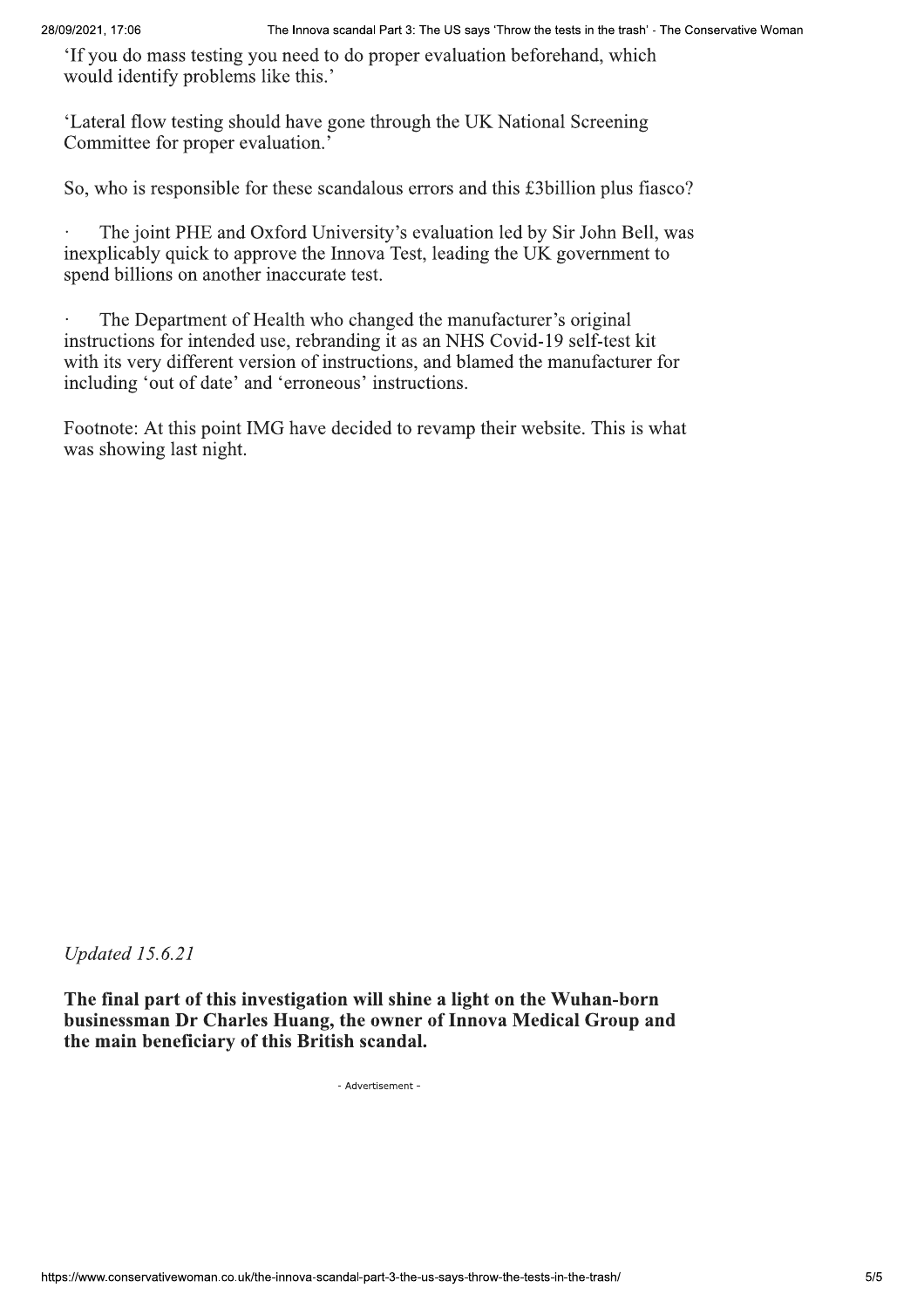'If you do mass testing you need to do proper evaluation beforehand, which would identify problems like this.'

'Lateral flow testing should have gone through the UK National Screening Committee for proper evaluation.'

So, who is responsible for these scandalous errors and this £3billion plus fiasco?

- The joint PHE and Oxford University's evaluation led by Sir John Bell, was inexplicably quick to approve the Innova Test, leading the UK government to spend billions on another inaccurate test.

- The Department of Health who changed the manufacturer's original instructions for intended use, rebranding it as an NHS Covid-19 self-test kit with its very different version of instructions, and blamed the manufacturer for including 'out of date' and 'erroneous' instructions.

Footnote: At this point IMG have decided to revamp their website. This is what was showing last night.

*Updated 15.6.21*

**The final part of this investigation will shine a light on the Wuhan-born businessman Dr Charles Huang, the owner of Innova Medical Group and the main beneficiary of this British scandal.**

- Advertisement -